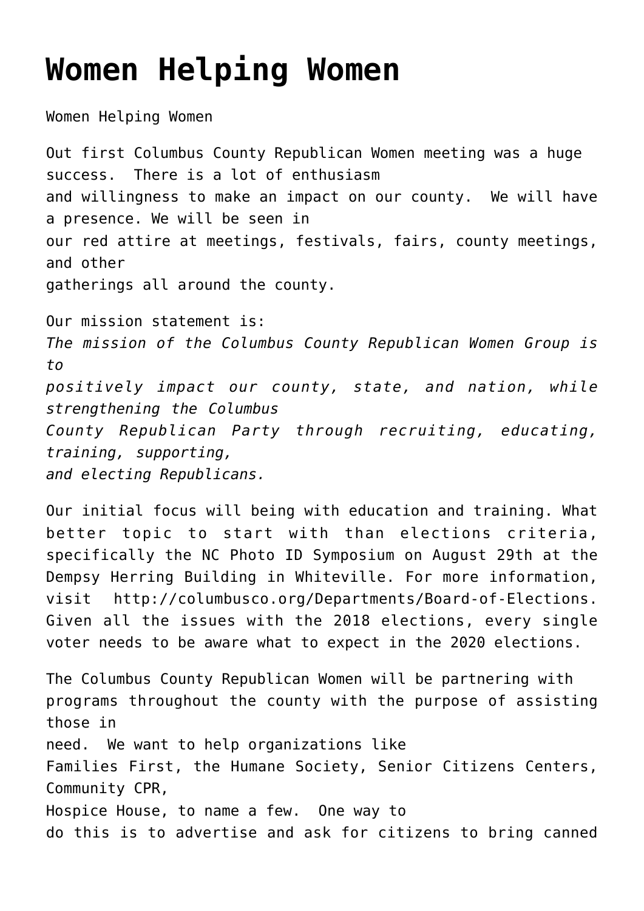# Women Helping Women

Women Helping Women

Out first Columbus County Republican Women meeting was a huge success. There is a lot of enthusiasm and willingness to make an impact on our county. We will have a presence. We will be seen in our red attire at meetings, festivals, fairs, county meetings, and other gatherings all around the county.

Our mission statement is:
*The mission of the Columbus County Republican Women Group is to positively impact our county, state, and nation, while strengthening the Columbus County Republican Party through recruiting, educating, training, supporting, and electing Republicans.*

Our initial focus will being with education and training. What better topic to start with than elections criteria, specifically the NC Photo ID Symposium on August 29th at the Dempsy Herring Building in Whiteville. For more information, visit http://columbusco.org/Departments/Board-of-Elections. Given all the issues with the 2018 elections, every single voter needs to be aware what to expect in the 2020 elections.

The Columbus County Republican Women will be partnering with programs throughout the county with the purpose of assisting those in need. We want to help organizations like Families First, the Humane Society, Senior Citizens Centers, Community CPR, Hospice House, to name a few. One way to do this is to advertise and ask for citizens to bring canned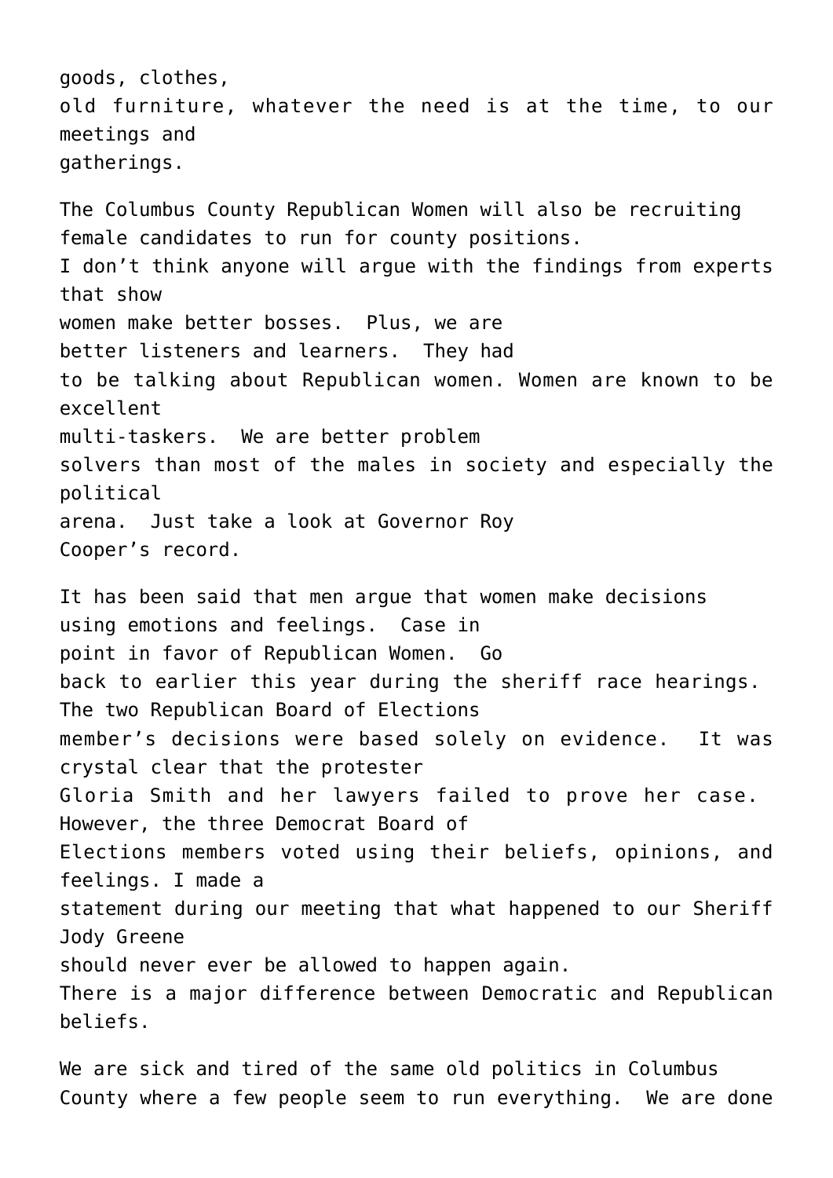goods, clothes, old furniture, whatever the need is at the time, to our meetings and gatherings.

The Columbus County Republican Women will also be recruiting female candidates to run for county positions. I don't think anyone will argue with the findings from experts that show women make better bosses. Plus, we are better listeners and learners. They had to be talking about Republican women. Women are known to be excellent multi-taskers. We are better problem solvers than most of the males in society and especially the political arena. Just take a look at Governor Roy Cooper's record.

It has been said that men argue that women make decisions using emotions and feelings. Case in point in favor of Republican Women. Go back to earlier this year during the sheriff race hearings. The two Republican Board of Elections member's decisions were based solely on evidence. It was crystal clear that the protester Gloria Smith and her lawyers failed to prove her case. However, the three Democrat Board of Elections members voted using their beliefs, opinions, and feelings. I made a statement during our meeting that what happened to our Sheriff Jody Greene should never ever be allowed to happen again. There is a major difference between Democratic and Republican beliefs.

We are sick and tired of the same old politics in Columbus County where a few people seem to run everything. We are done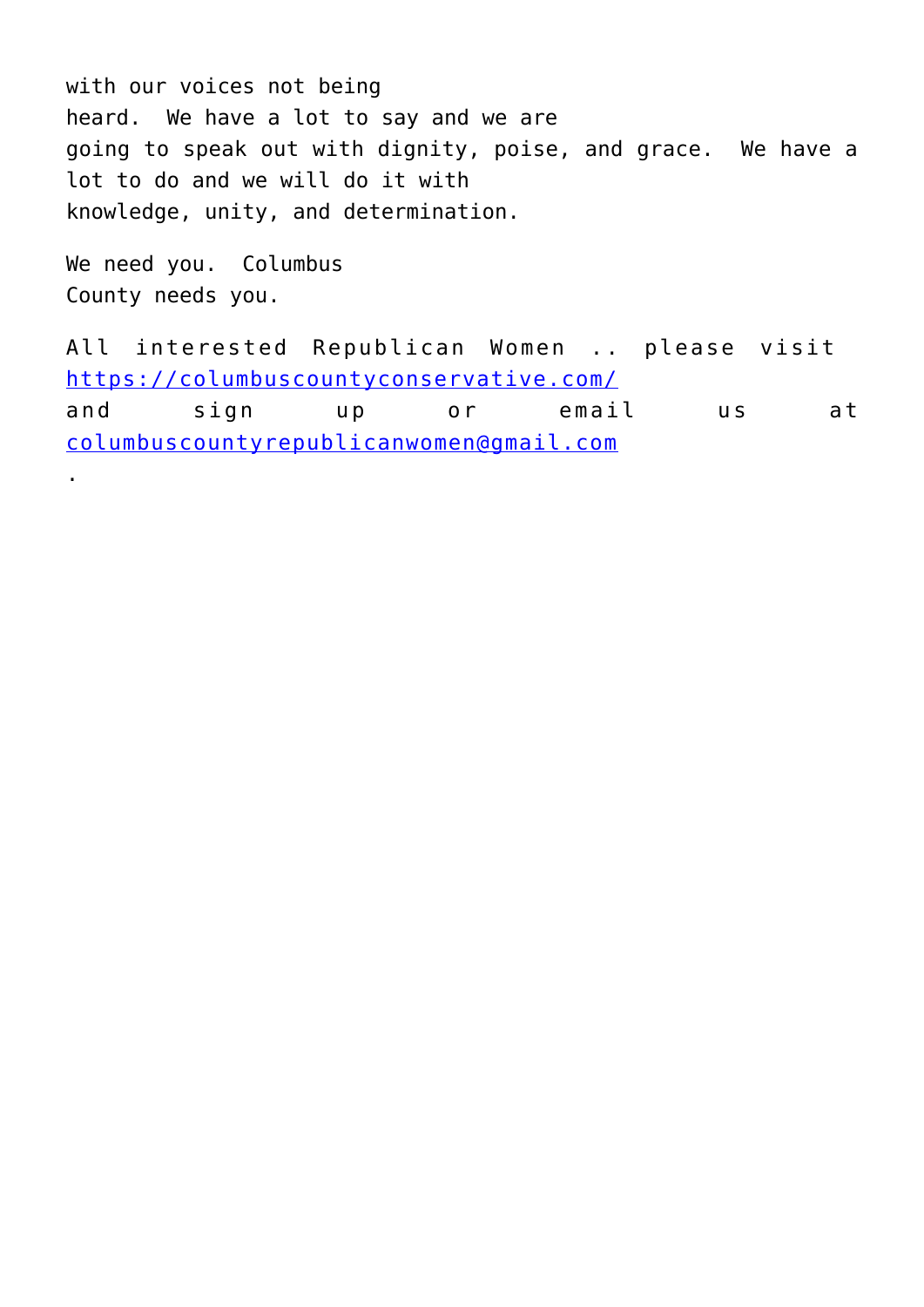with our voices not being heard. We have a lot to say and we are going to speak out with dignity, poise, and grace. We have a lot to do and we will do it with knowledge, unity, and determination.

We need you. Columbus County needs you.

All interested Republican Women .. please visit https://columbuscountyconservative.com/ and sign up or email us at columbuscountyrepublicanwomen@gmail.com .